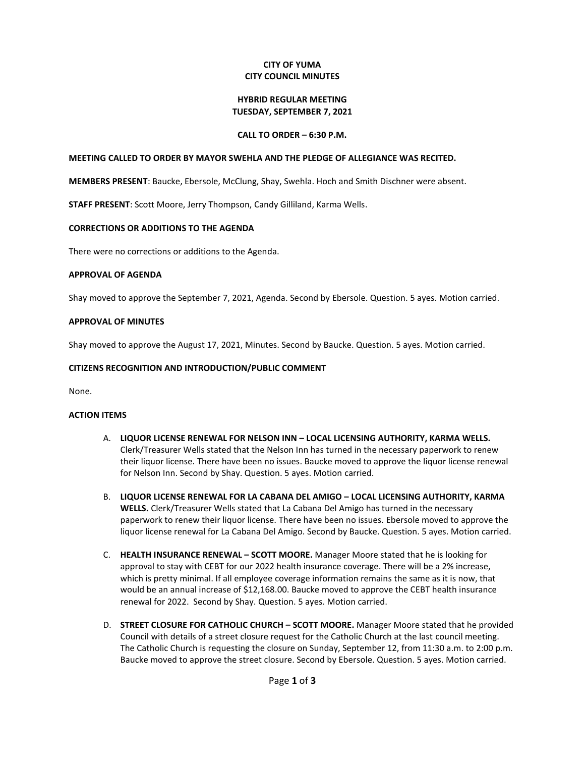# CITY OF YUMA
# CITY COUNCIL MINUTES

## HYBRID REGULAR MEETING
## TUESDAY, SEPTEMBER 7, 2021

### CALL TO ORDER – 6:30 P.M.

**MEETING CALLED TO ORDER BY MAYOR SWEHLA AND THE PLEDGE OF ALLEGIANCE WAS RECITED.**

**MEMBERS PRESENT**: Baucke, Ebersole, McClung, Shay, Swehla. Hoch and Smith Dischner were absent.

**STAFF PRESENT**: Scott Moore, Jerry Thompson, Candy Gilliland, Karma Wells.

**CORRECTIONS OR ADDITIONS TO THE AGENDA**

There were no corrections or additions to the Agenda.

**APPROVAL OF AGENDA**

Shay moved to approve the September 7, 2021, Agenda. Second by Ebersole. Question. 5 ayes. Motion carried.

**APPROVAL OF MINUTES**

Shay moved to approve the August 17, 2021, Minutes. Second by Baucke. Question. 5 ayes. Motion carried.

**CITIZENS RECOGNITION AND INTRODUCTION/PUBLIC COMMENT**

None.

**ACTION ITEMS**

A. **LIQUOR LICENSE RENEWAL FOR NELSON INN – LOCAL LICENSING AUTHORITY, KARMA WELLS.** Clerk/Treasurer Wells stated that the Nelson Inn has turned in the necessary paperwork to renew their liquor license. There have been no issues. Baucke moved to approve the liquor license renewal for Nelson Inn. Second by Shay. Question. 5 ayes. Motion carried.

B. **LIQUOR LICENSE RENEWAL FOR LA CABANA DEL AMIGO – LOCAL LICENSING AUTHORITY, KARMA WELLS.** Clerk/Treasurer Wells stated that La Cabana Del Amigo has turned in the necessary paperwork to renew their liquor license. There have been no issues. Ebersole moved to approve the liquor license renewal for La Cabana Del Amigo. Second by Baucke. Question. 5 ayes. Motion carried.

C. **HEALTH INSURANCE RENEWAL – SCOTT MOORE.** Manager Moore stated that he is looking for approval to stay with CEBT for our 2022 health insurance coverage. There will be a 2% increase, which is pretty minimal. If all employee coverage information remains the same as it is now, that would be an annual increase of $12,168.00. Baucke moved to approve the CEBT health insurance renewal for 2022. Second by Shay. Question. 5 ayes. Motion carried.

D. **STREET CLOSURE FOR CATHOLIC CHURCH – SCOTT MOORE.** Manager Moore stated that he provided Council with details of a street closure request for the Catholic Church at the last council meeting. The Catholic Church is requesting the closure on Sunday, September 12, from 11:30 a.m. to 2:00 p.m. Baucke moved to approve the street closure. Second by Ebersole. Question. 5 ayes. Motion carried.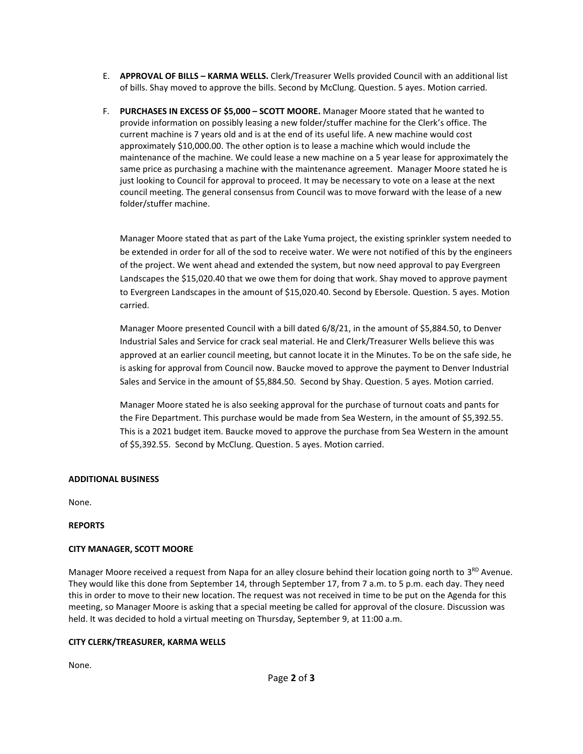E. **APPROVAL OF BILLS – KARMA WELLS.** Clerk/Treasurer Wells provided Council with an additional list of bills. Shay moved to approve the bills. Second by McClung. Question. 5 ayes. Motion carried.

F. **PURCHASES IN EXCESS OF $5,000 – SCOTT MOORE.** Manager Moore stated that he wanted to provide information on possibly leasing a new folder/stuffer machine for the Clerk's office. The current machine is 7 years old and is at the end of its useful life. A new machine would cost approximately $10,000.00. The other option is to lease a machine which would include the maintenance of the machine. We could lease a new machine on a 5 year lease for approximately the same price as purchasing a machine with the maintenance agreement. Manager Moore stated he is just looking to Council for approval to proceed. It may be necessary to vote on a lease at the next council meeting. The general consensus from Council was to move forward with the lease of a new folder/stuffer machine.

   Manager Moore stated that as part of the Lake Yuma project, the existing sprinkler system needed to be extended in order for all of the sod to receive water. We were not notified of this by the engineers of the project. We went ahead and extended the system, but now need approval to pay Evergreen Landscapes the $15,020.40 that we owe them for doing that work. Shay moved to approve payment to Evergreen Landscapes in the amount of $15,020.40. Second by Ebersole. Question. 5 ayes. Motion carried.

   Manager Moore presented Council with a bill dated 6/8/21, in the amount of $5,884.50, to Denver Industrial Sales and Service for crack seal material. He and Clerk/Treasurer Wells believe this was approved at an earlier council meeting, but cannot locate it in the Minutes. To be on the safe side, he is asking for approval from Council now. Baucke moved to approve the payment to Denver Industrial Sales and Service in the amount of $5,884.50. Second by Shay. Question. 5 ayes. Motion carried.

   Manager Moore stated he is also seeking approval for the purchase of turnout coats and pants for the Fire Department. This purchase would be made from Sea Western, in the amount of $5,392.55. This is a 2021 budget item. Baucke moved to approve the purchase from Sea Western in the amount of $5,392.55. Second by McClung. Question. 5 ayes. Motion carried.

**ADDITIONAL BUSINESS**

None.

**REPORTS**

**CITY MANAGER, SCOTT MOORE**

Manager Moore received a request from Napa for an alley closure behind their location going north to 3RD Avenue. They would like this done from September 14, through September 17, from 7 a.m. to 5 p.m. each day. They need this in order to move to their new location. The request was not received in time to be put on the Agenda for this meeting, so Manager Moore is asking that a special meeting be called for approval of the closure. Discussion was held. It was decided to hold a virtual meeting on Thursday, September 9, at 11:00 a.m.

**CITY CLERK/TREASURER, KARMA WELLS**

None.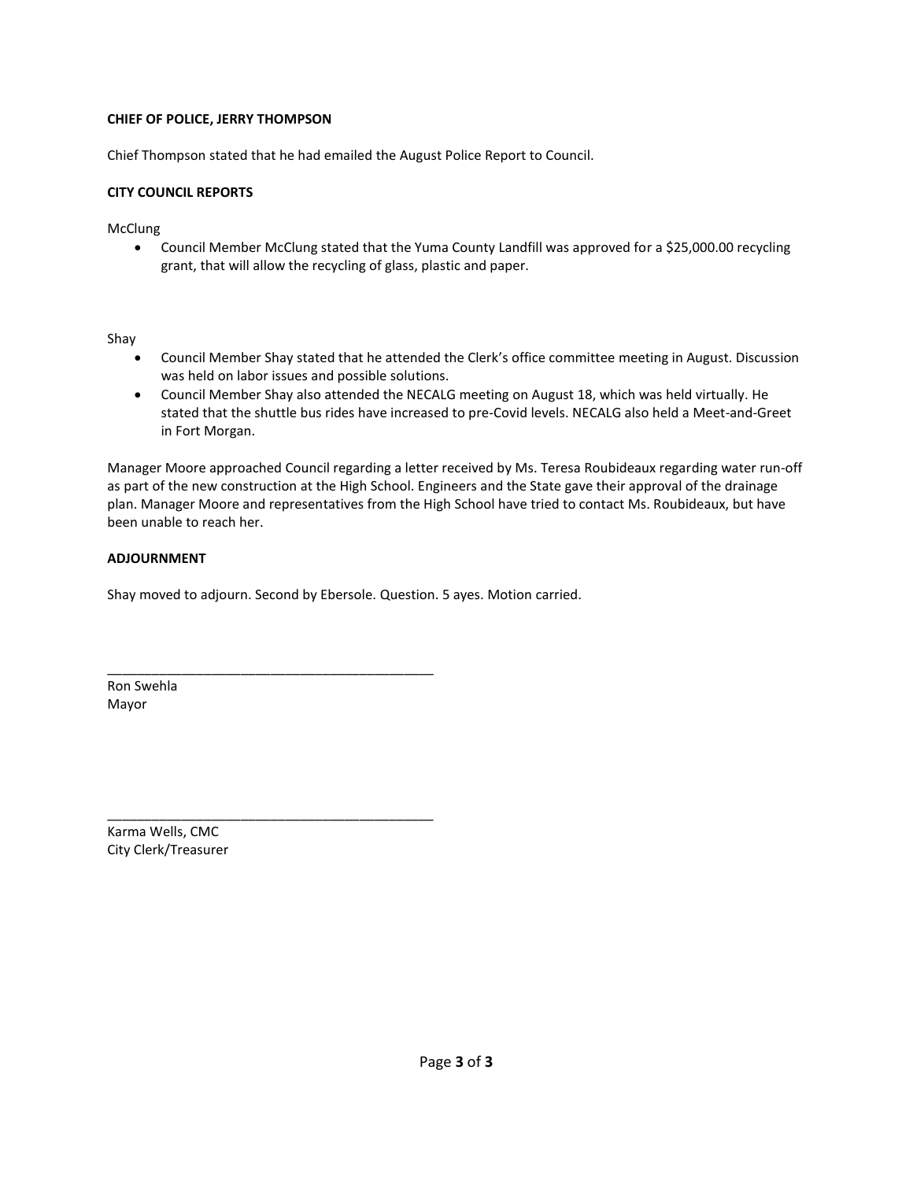**CHIEF OF POLICE, JERRY THOMPSON**

Chief Thompson stated that he had emailed the August Police Report to Council.

**CITY COUNCIL REPORTS**

McClung

- Council Member McClung stated that the Yuma County Landfill was approved for a $25,000.00 recycling grant, that will allow the recycling of glass, plastic and paper.

Shay

- Council Member Shay stated that he attended the Clerk's office committee meeting in August. Discussion was held on labor issues and possible solutions.
- Council Member Shay also attended the NECALG meeting on August 18, which was held virtually. He stated that the shuttle bus rides have increased to pre-Covid levels. NECALG also held a Meet-and-Greet in Fort Morgan.

Manager Moore approached Council regarding a letter received by Ms. Teresa Roubideaux regarding water run-off as part of the new construction at the High School. Engineers and the State gave their approval of the drainage plan. Manager Moore and representatives from the High School have tried to contact Ms. Roubideaux, but have been unable to reach her.

**ADJOURNMENT**

Shay moved to adjourn. Second by Ebersole. Question. 5 ayes. Motion carried.

\_\_\_\_\_\_\_\_\_\_\_\_\_\_\_\_\_\_\_\_\_\_\_\_\_\_\_\_\_\_\_\_\_\_\_\_\_\_\_\_\_\_\_\_
Ron Swehla
Mayor

\_\_\_\_\_\_\_\_\_\_\_\_\_\_\_\_\_\_\_\_\_\_\_\_\_\_\_\_\_\_\_\_\_\_\_\_\_\_\_\_\_\_\_\_
Karma Wells, CMC
City Clerk/Treasurer